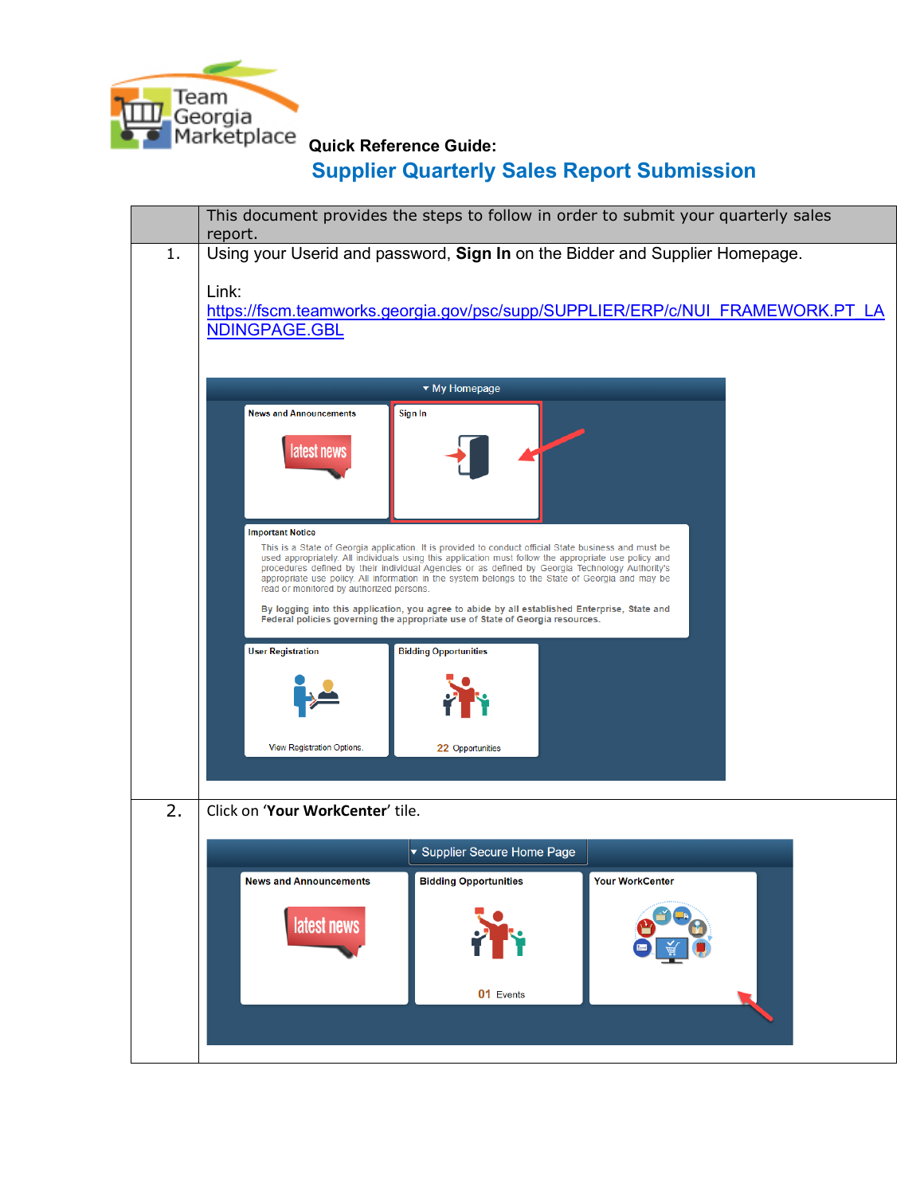Team Georgia Marketplace

**Quick Reference Guide:**

# Supplier Quarterly Sales Report Submission

| | This document provides the steps to follow in order to submit your quarterly sales report. |
|---|---|
| 1. | Using your Userid and password, **Sign In** on the Bidder and Supplier Homepage.<br><br>Link: [https://fscm.teamworks.georgia.gov/psc/supp/SUPPLIER/ERP/c/NUI_FRAMEWORK.PT_LANDINGPAGE.GBL](https://fscm.teamworks.georgia.gov/psc/supp/SUPPLIER/ERP/c/NUI_FRAMEWORK.PT_LANDINGPAGE.GBL) |
| 2. | Click on '**Your WorkCenter**' tile. |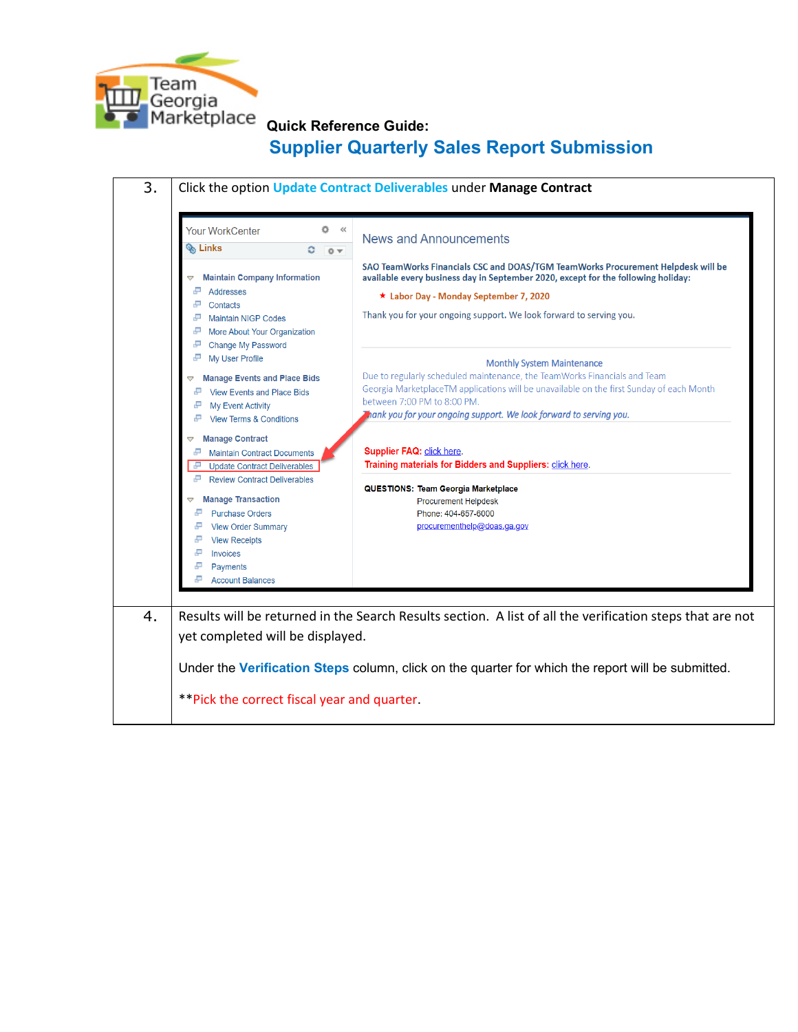Quick Reference Guide:

# Supplier Quarterly Sales Report Submission

| | |
|---|---|
| 3. | Click the option **Update Contract Deliverables** under **Manage Contract** |
| 4. | Results will be returned in the Search Results section. A list of all the verification steps that are not yet completed will be displayed.<br><br>Under the **Verification Steps** column, click on the quarter for which the report will be submitted.<br><br>**Pick the correct fiscal year and quarter. |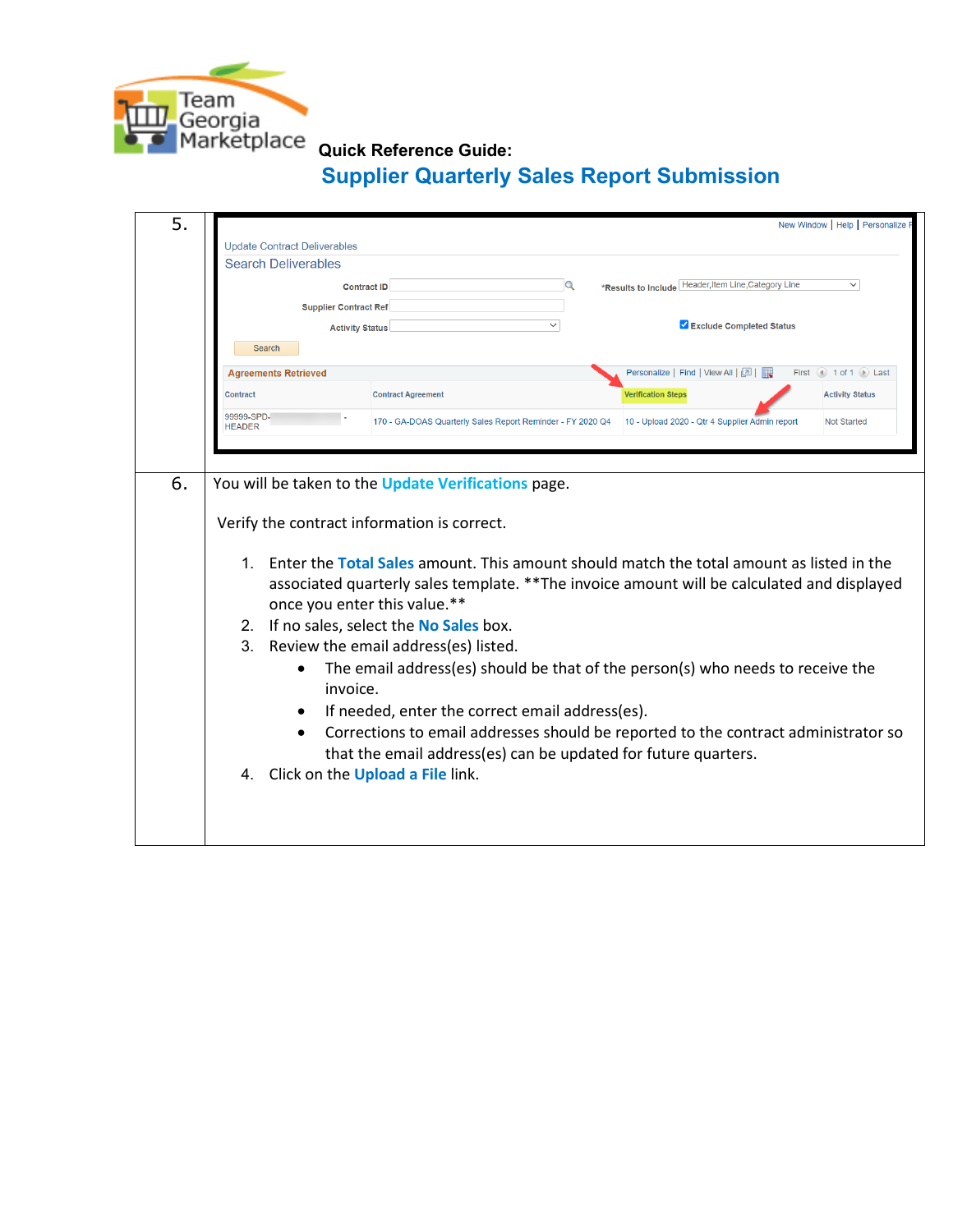**Quick Reference Guide:**

## Supplier Quarterly Sales Report Submission

| | |
|---|---|
| 5. | New Window \| Help \| Personalize Update Contract Deliverables Search Deliverables Contract ID *Results to Include Header,Item Line,Category Line Supplier Contract Ref Activity Status Exclude Completed Status Search Agreements Retrieved Personalize \| Find \| View All First 1 of 1 Last Contract: 99999-SPD- HEADER; Contract Agreement: 170 - GA-DOAS Quarterly Sales Report Reminder - FY 2020 Q4; Verification Steps: 10 - Upload 2020 - Qtr 4 Supplier Admin report; Activity Status: Not Started |
| 6. | You will be taken to the **Update Verifications** page.<br><br>Verify the contract information is correct.<br><br>1. Enter the **Total Sales** amount. This amount should match the total amount as listed in the associated quarterly sales template. **The invoice amount will be calculated and displayed once you enter this value.**<br>2. If no sales, select the **No Sales** box.<br>3. Review the email address(es) listed.<br>• The email address(es) should be that of the person(s) who needs to receive the invoice.<br>• If needed, enter the correct email address(es).<br>• Corrections to email addresses should be reported to the contract administrator so that the email address(es) can be updated for future quarters.<br>4. Click on the **Upload a File** link. |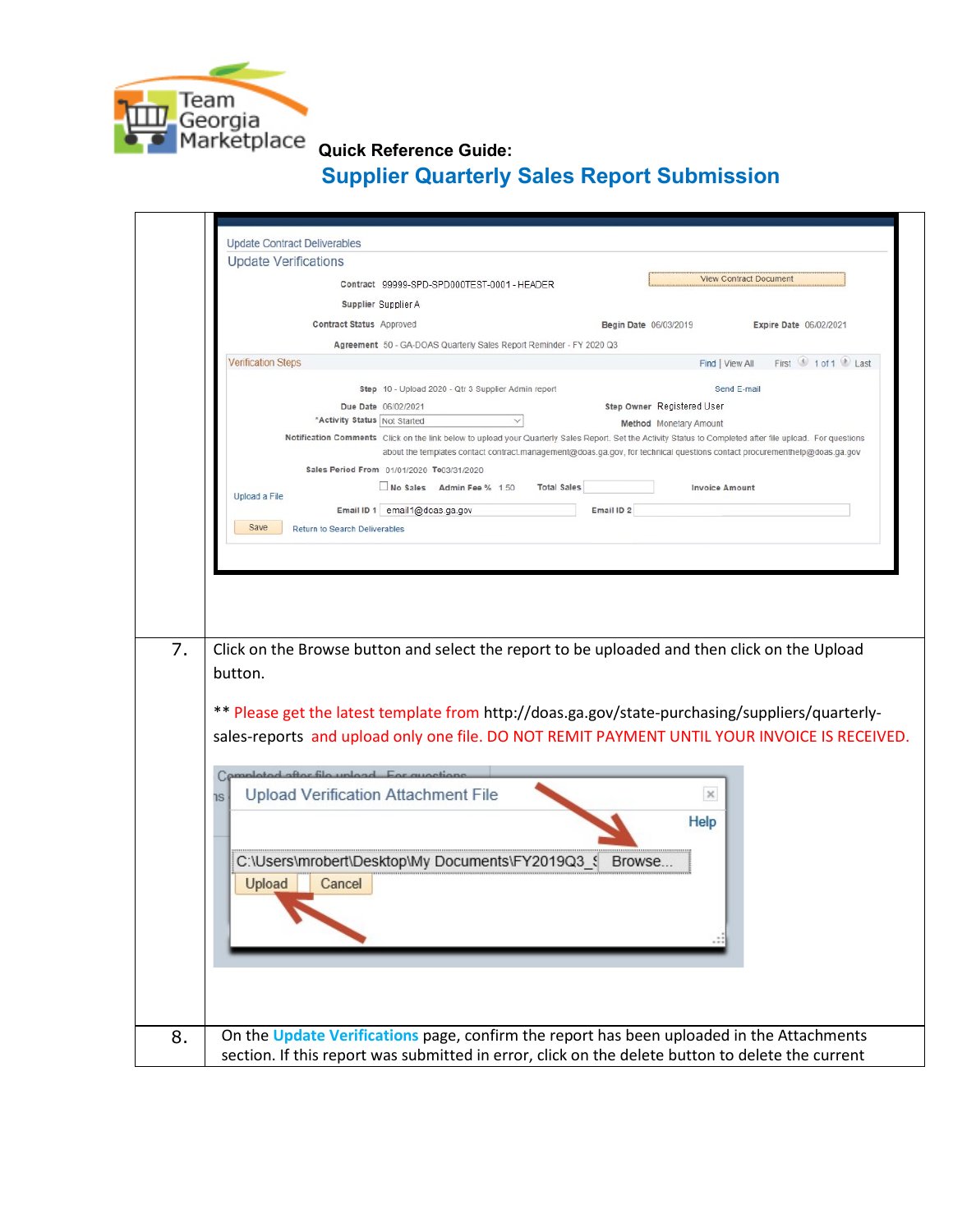**Quick Reference Guide:**

## Supplier Quarterly Sales Report Submission

| | |
|---|---|
| | Update Contract Deliverables<br>Update Verifications<br>Contract 99999-SPD-SPD000TEST-0001 - HEADER<br>Supplier Supplier A<br>Contract Status Approved — Begin Date 06/03/2019 — Expire Date 06/02/2021<br>Agreement 50 - GA-DOAS Quarterly Sales Report Reminder - FY 2020 Q3<br>Verification Steps<br>Step 10 - Upload 2020 - Qtr 3 Supplier Admin report<br>Due Date 06/02/2021 — Step Owner Registered User<br>*Activity Status Not Started — Method Monetary Amount<br>Notification Comments Click on the link below to upload your Quarterly Sales Report. Set the Activity Status to Completed after file upload. For questions about the templates contact contract.management@doas.ga.gov, for technical questions contact procurementhelp@doas.ga.gov<br>Sales Period From 01/01/2020 To 03/31/2020<br>No Sales — Admin Fee % 1.50 — Total Sales — Invoice Amount<br>Upload a File<br>Email ID 1 email1@doas.ga.gov — Email ID 2<br>Save — Return to Search Deliverables |
| 7. | Click on the Browse button and select the report to be uploaded and then click on the Upload button.<br><br>** Please get the latest template from http://doas.ga.gov/state-purchasing/suppliers/quarterly-sales-reports and upload only one file. DO NOT REMIT PAYMENT UNTIL YOUR INVOICE IS RECEIVED.<br><br>Upload Verification Attachment File<br>Help<br>C:\Users\mrobert\Desktop\My Documents\FY2019Q3_S Browse...<br>Upload Cancel |
| 8. | On the **Update Verifications** page, confirm the report has been uploaded in the Attachments section. If this report was submitted in error, click on the delete button to delete the current |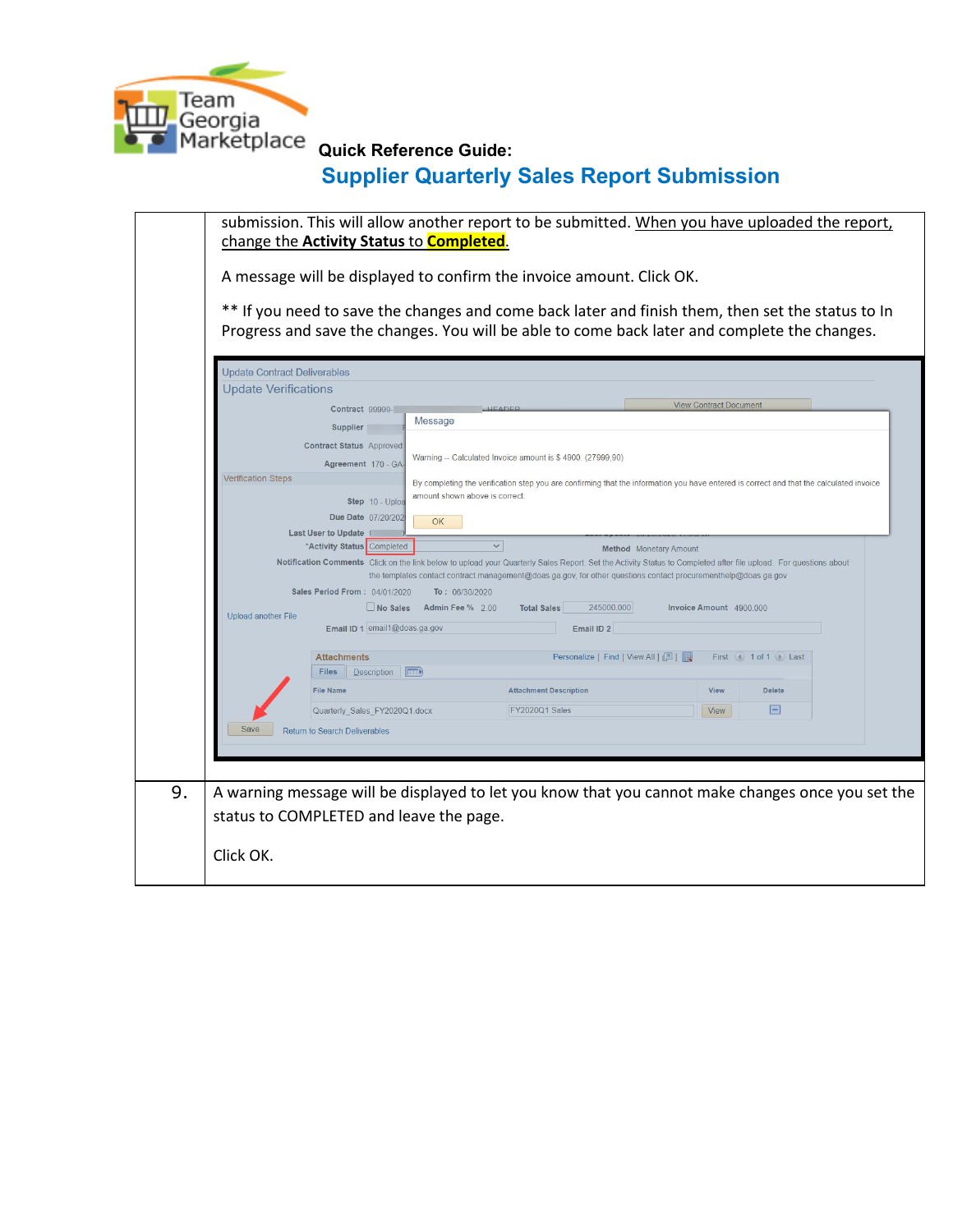| | |
|---|---|
| | submission. This will allow another report to be submitted. When you have uploaded the report, change the **Activity Status** to **Completed**.<br><br>A message will be displayed to confirm the invoice amount. Click OK.<br><br>** If you need to save the changes and come back later and finish them, then set the status to In Progress and save the changes. You will be able to come back later and complete the changes. |
| 9. | A warning message will be displayed to let you know that you cannot make changes once you set the status to COMPLETED and leave the page.<br><br>Click OK. |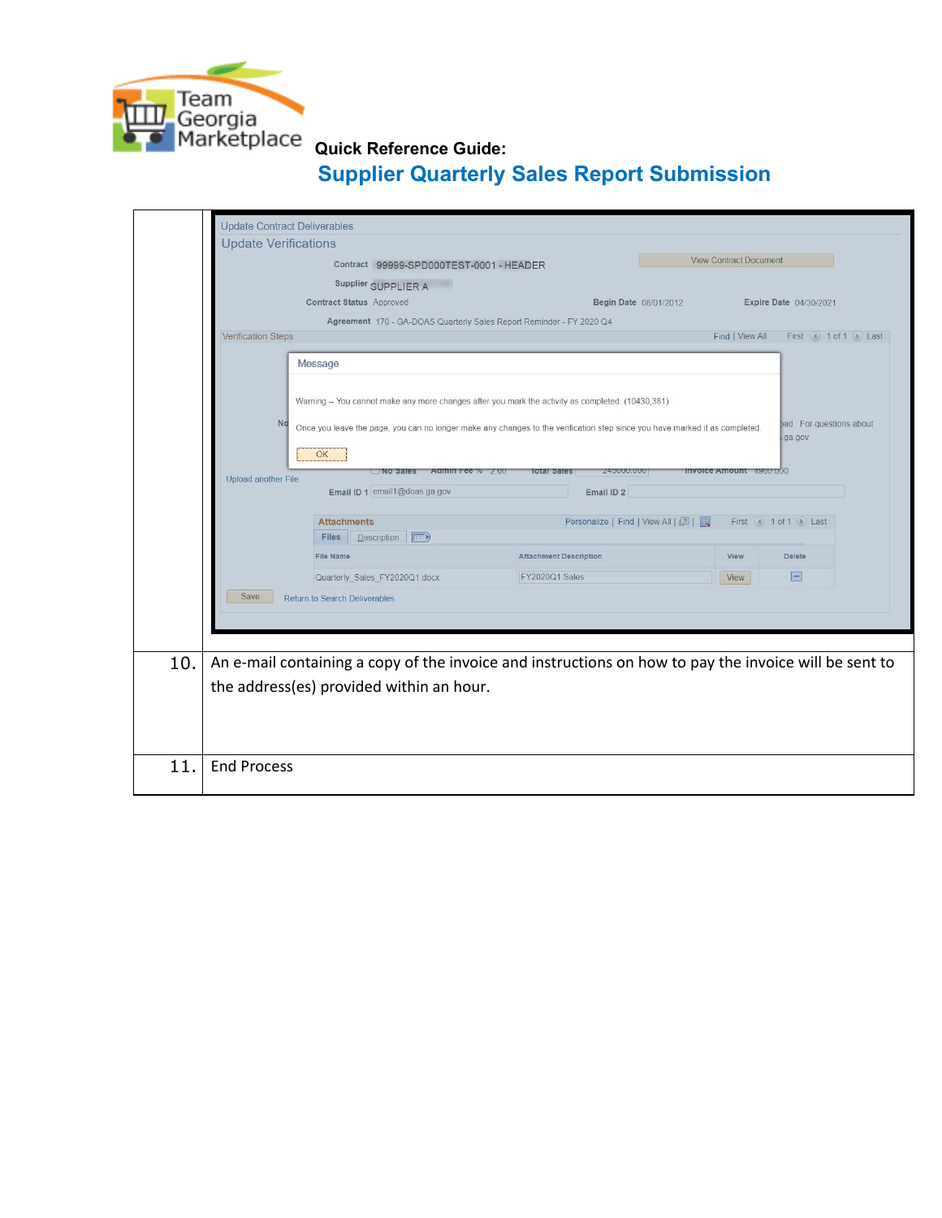Quick Reference Guide:

**Supplier Quarterly Sales Report Submission**

| | |
|---|---|
| | |
| 10. | An e-mail containing a copy of the invoice and instructions on how to pay the invoice will be sent to the address(es) provided within an hour. |
| 11. | End Process |